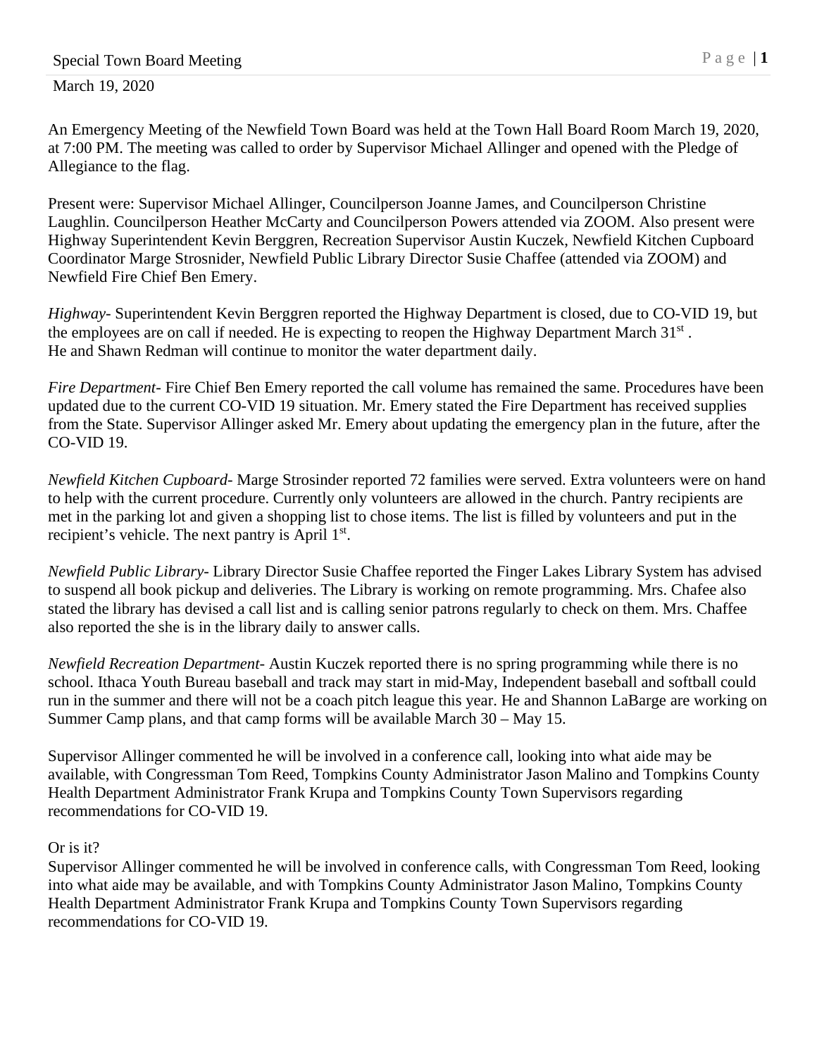Special Town Board Meeting

March 19, 2020

An Emergency Meeting of the Newfield Town Board was held at the Town Hall Board Room March 19, 2020, at 7:00 PM. The meeting was called to order by Supervisor Michael Allinger and opened with the Pledge of Allegiance to the flag.

Present were: Supervisor Michael Allinger, Councilperson Joanne James, and Councilperson Christine Laughlin. Councilperson Heather McCarty and Councilperson Powers attended via ZOOM. Also present were Highway Superintendent Kevin Berggren, Recreation Supervisor Austin Kuczek, Newfield Kitchen Cupboard Coordinator Marge Strosnider, Newfield Public Library Director Susie Chaffee (attended via ZOOM) and Newfield Fire Chief Ben Emery.

*Highway*- Superintendent Kevin Berggren reported the Highway Department is closed, due to CO-VID 19, but the employees are on call if needed. He is expecting to reopen the Highway Department March 31st . He and Shawn Redman will continue to monitor the water department daily.

*Fire Department*- Fire Chief Ben Emery reported the call volume has remained the same. Procedures have been updated due to the current CO-VID 19 situation. Mr. Emery stated the Fire Department has received supplies from the State. Supervisor Allinger asked Mr. Emery about updating the emergency plan in the future, after the CO-VID 19.

*Newfield Kitchen Cupboard*- Marge Strosinder reported 72 families were served. Extra volunteers were on hand to help with the current procedure. Currently only volunteers are allowed in the church. Pantry recipients are met in the parking lot and given a shopping list to chose items. The list is filled by volunteers and put in the recipient's vehicle. The next pantry is April 1st.

*Newfield Public Library*- Library Director Susie Chaffee reported the Finger Lakes Library System has advised to suspend all book pickup and deliveries. The Library is working on remote programming. Mrs. Chafee also stated the library has devised a call list and is calling senior patrons regularly to check on them. Mrs. Chaffee also reported the she is in the library daily to answer calls.

*Newfield Recreation Department*- Austin Kuczek reported there is no spring programming while there is no school. Ithaca Youth Bureau baseball and track may start in mid-May, Independent baseball and softball could run in the summer and there will not be a coach pitch league this year. He and Shannon LaBarge are working on Summer Camp plans, and that camp forms will be available March 30 – May 15.

Supervisor Allinger commented he will be involved in a conference call, looking into what aide may be available, with Congressman Tom Reed, Tompkins County Administrator Jason Malino and Tompkins County Health Department Administrator Frank Krupa and Tompkins County Town Supervisors regarding recommendations for CO-VID 19.

Or is it?
Supervisor Allinger commented he will be involved in conference calls, with Congressman Tom Reed, looking into what aide may be available, and with Tompkins County Administrator Jason Malino, Tompkins County Health Department Administrator Frank Krupa and Tompkins County Town Supervisors regarding recommendations for CO-VID 19.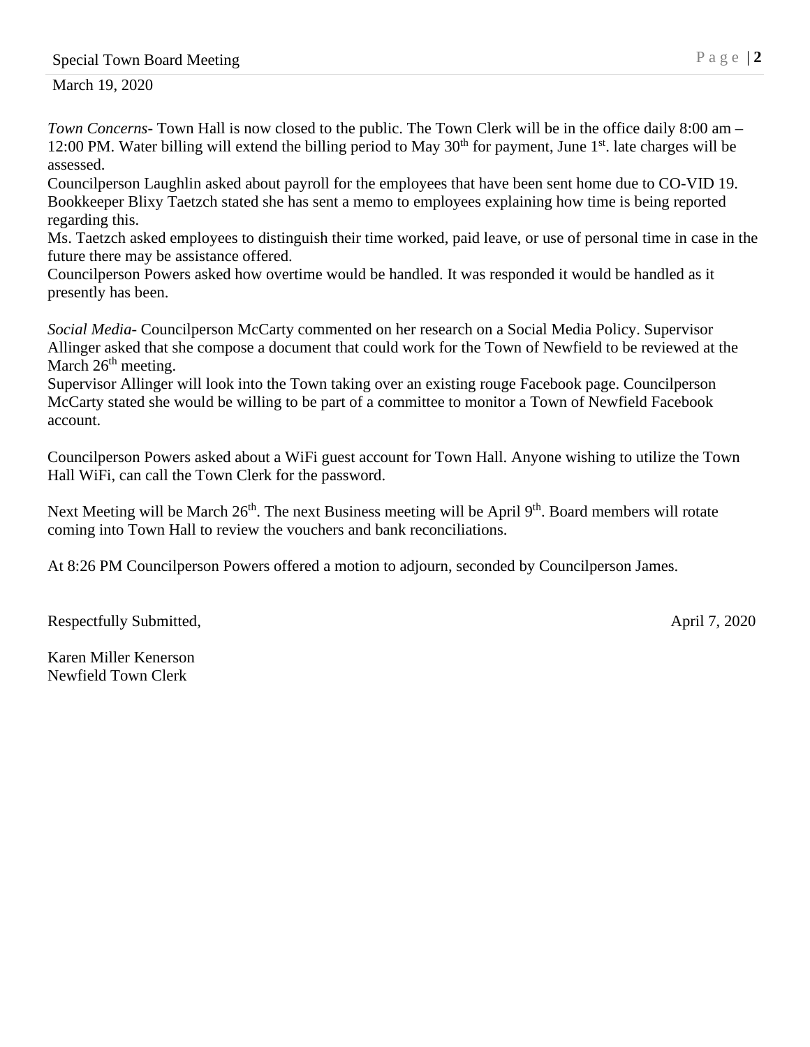*Town Concerns*- Town Hall is now closed to the public. The Town Clerk will be in the office daily 8:00 am – 12:00 PM. Water billing will extend the billing period to May 30th for payment, June 1st. late charges will be assessed.

Councilperson Laughlin asked about payroll for the employees that have been sent home due to CO-VID 19. Bookkeeper Blixy Taetzch stated she has sent a memo to employees explaining how time is being reported regarding this.

Ms. Taetzch asked employees to distinguish their time worked, paid leave, or use of personal time in case in the future there may be assistance offered.

Councilperson Powers asked how overtime would be handled. It was responded it would be handled as it presently has been.

*Social Media*- Councilperson McCarty commented on her research on a Social Media Policy. Supervisor Allinger asked that she compose a document that could work for the Town of Newfield to be reviewed at the March 26th meeting.

Supervisor Allinger will look into the Town taking over an existing rouge Facebook page. Councilperson McCarty stated she would be willing to be part of a committee to monitor a Town of Newfield Facebook account.

Councilperson Powers asked about a WiFi guest account for Town Hall. Anyone wishing to utilize the Town Hall WiFi, can call the Town Clerk for the password.

Next Meeting will be March 26th. The next Business meeting will be April 9th. Board members will rotate coming into Town Hall to review the vouchers and bank reconciliations.

At 8:26 PM Councilperson Powers offered a motion to adjourn, seconded by Councilperson James.

Respectfully Submitted, April 7, 2020

Karen Miller Kenerson
Newfield Town Clerk